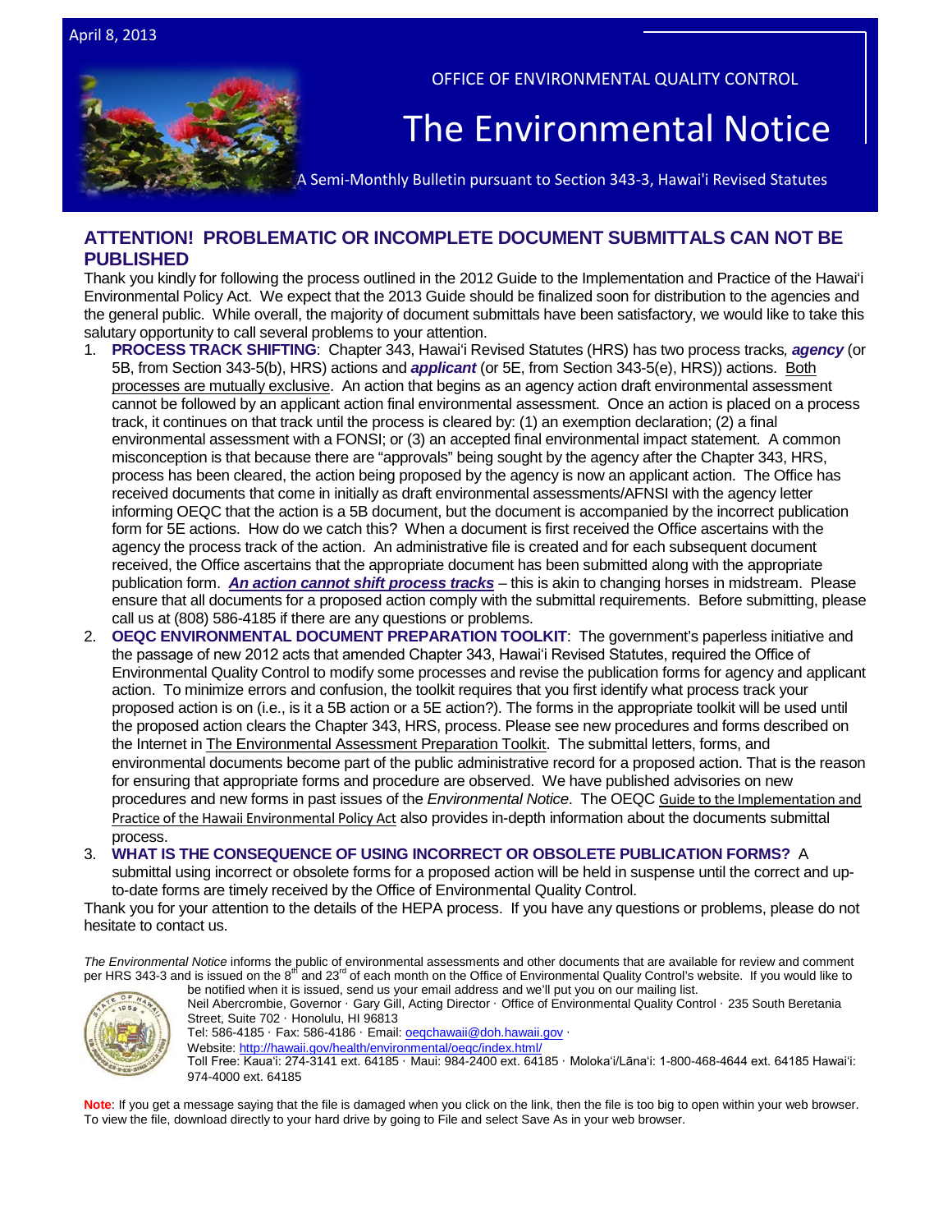April 8, 2013

OFFICE OF ENVIRONMENTAL QUALITY CONTROL

# The Environmental Notice

A Semi-Monthly Bulletin pursuant to Section 343-3, Hawai'i Revised Statutes

## ATTENTION! PROBLEMATIC OR INCOMPLETE DOCUMENT SUBMITTALS CAN NOT BE PUBLISHED

Thank you kindly for following the process outlined in the 2012 Guide to the Implementation and Practice of the Hawai'i Environmental Policy Act. We expect that the 2013 Guide should be finalized soon for distribution to the agencies and the general public. While overall, the majority of document submittals have been satisfactory, we would like to take this salutary opportunity to call several problems to your attention.

1. **PROCESS TRACK SHIFTING**: Chapter 343, Hawai'i Revised Statutes (HRS) has two process tracks, ***agency*** (or 5B, from Section 343-5(b), HRS) actions and ***applicant*** (or 5E, from Section 343-5(e), HRS)) actions. Both processes are mutually exclusive. An action that begins as an agency action draft environmental assessment cannot be followed by an applicant action final environmental assessment. Once an action is placed on a process track, it continues on that track until the process is cleared by: (1) an exemption declaration; (2) a final environmental assessment with a FONSI; or (3) an accepted final environmental impact statement. A common misconception is that because there are "approvals" being sought by the agency after the Chapter 343, HRS, process has been cleared, the action being proposed by the agency is now an applicant action. The Office has received documents that come in initially as draft environmental assessments/AFNSI with the agency letter informing OEQC that the action is a 5B document, but the document is accompanied by the incorrect publication form for 5E actions. How do we catch this? When a document is first received the Office ascertains with the agency the process track of the action. An administrative file is created and for each subsequent document received, the Office ascertains that the appropriate document has been submitted along with the appropriate publication form. ***An action cannot shift process tracks*** – this is akin to changing horses in midstream. Please ensure that all documents for a proposed action comply with the submittal requirements. Before submitting, please call us at (808) 586-4185 if there are any questions or problems.
2. **OEQC ENVIRONMENTAL DOCUMENT PREPARATION TOOLKIT**: The government's paperless initiative and the passage of new 2012 acts that amended Chapter 343, Hawai'i Revised Statutes, required the Office of Environmental Quality Control to modify some processes and revise the publication forms for agency and applicant action. To minimize errors and confusion, the toolkit requires that you first identify what process track your proposed action is on (i.e., is it a 5B action or a 5E action?). The forms in the appropriate toolkit will be used until the proposed action clears the Chapter 343, HRS, process. Please see new procedures and forms described on the Internet in The Environmental Assessment Preparation Toolkit. The submittal letters, forms, and environmental documents become part of the public administrative record for a proposed action. That is the reason for ensuring that appropriate forms and procedure are observed. We have published advisories on new procedures and new forms in past issues of the *Environmental Notice*. The OEQC Guide to the Implementation and Practice of the Hawaii Environmental Policy Act also provides in-depth information about the documents submittal process.
3. **WHAT IS THE CONSEQUENCE OF USING INCORRECT OR OBSOLETE PUBLICATION FORMS?** A submittal using incorrect or obsolete forms for a proposed action will be held in suspense until the correct and up-to-date forms are timely received by the Office of Environmental Quality Control.

Thank you for your attention to the details of the HEPA process. If you have any questions or problems, please do not hesitate to contact us.

*The Environmental Notice* informs the public of environmental assessments and other documents that are available for review and comment per HRS 343-3 and is issued on the 8th and 23rd of each month on the Office of Environmental Quality Control's website. If you would like to be notified when it is issued, send us your email address and we'll put you on our mailing list.

Neil Abercrombie, Governor · Gary Gill, Acting Director · Office of Environmental Quality Control · 235 South Beretania Street, Suite 702 · Honolulu, HI 96813
Tel: 586-4185 · Fax: 586-4186 · Email: oeqchawaii@doh.hawaii.gov ·
Website: http://hawaii.gov/health/environmental/oeqc/index.html/
Toll Free: Kaua'i: 274-3141 ext. 64185 · Maui: 984-2400 ext. 64185 · Moloka'i/Lāna'i: 1-800-468-4644 ext. 64185 Hawai'i: 974-4000 ext. 64185

**Note**: If you get a message saying that the file is damaged when you click on the link, then the file is too big to open within your web browser. To view the file, download directly to your hard drive by going to File and select Save As in your web browser.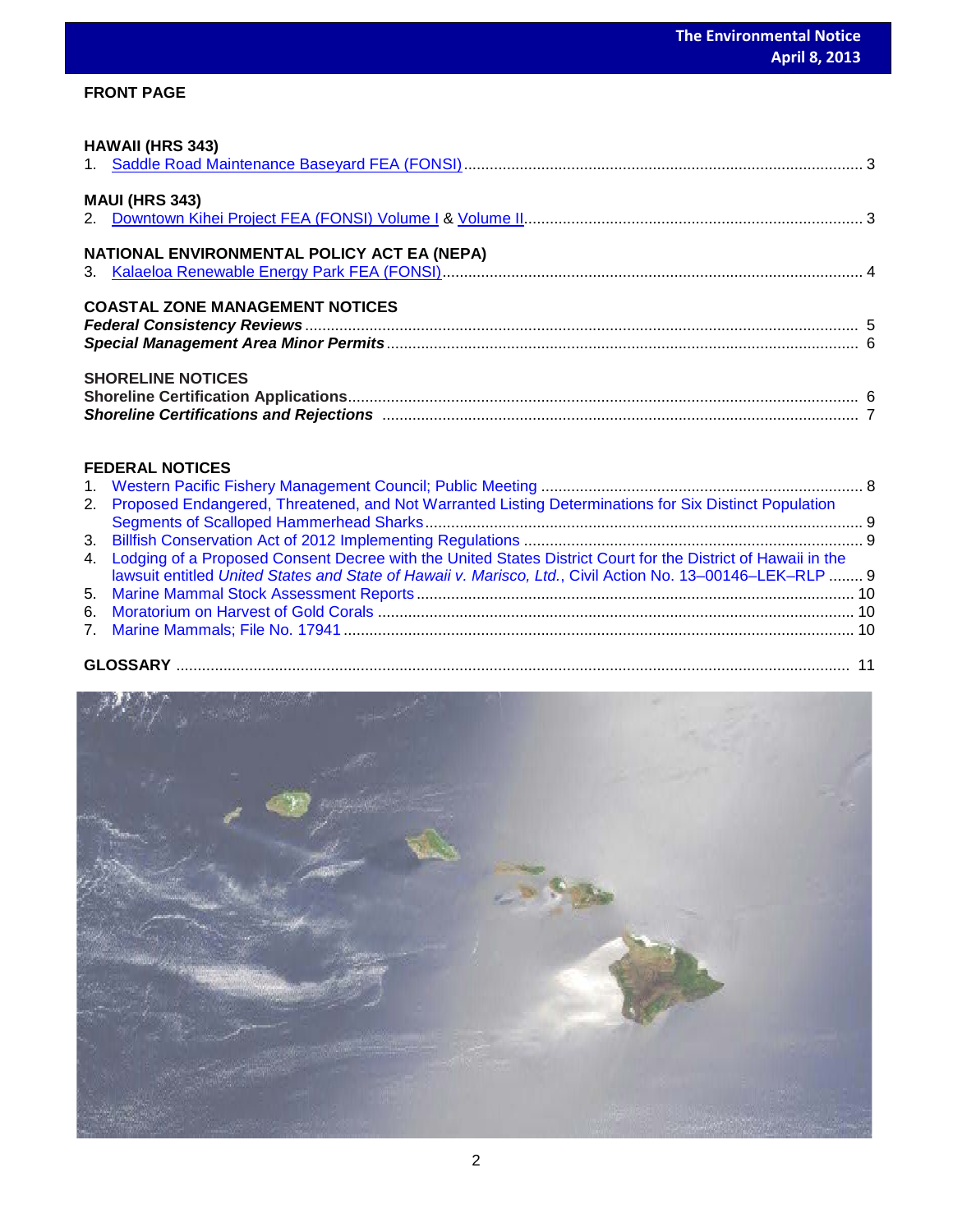## FRONT PAGE

### HAWAII (HRS 343)

1. Saddle Road Maintenance Baseyard FEA (FONSI) ........ 3

### MAUI (HRS 343)

2. Downtown Kihei Project FEA (FONSI) Volume I & Volume II ........ 3

### NATIONAL ENVIRONMENTAL POLICY ACT EA (NEPA)

3. Kalaeloa Renewable Energy Park FEA (FONSI) ........ 4

### COASTAL ZONE MANAGEMENT NOTICES

***Federal Consistency Reviews*** ........ 5
***Special Management Area Minor Permits*** ........ 6

### SHORELINE NOTICES

**Shoreline Certification Applications** ........ 6
***Shoreline Certifications and Rejections*** ........ 7

### FEDERAL NOTICES

1. Western Pacific Fishery Management Council; Public Meeting ........ 8
2. Proposed Endangered, Threatened, and Not Warranted Listing Determinations for Six Distinct Population Segments of Scalloped Hammerhead Sharks ........ 9
3. Billfish Conservation Act of 2012 Implementing Regulations ........ 9
4. Lodging of a Proposed Consent Decree with the United States District Court for the District of Hawaii in the lawsuit entitled *United States and State of Hawaii v. Marisco, Ltd.*, Civil Action No. 13–00146–LEK–RLP ........ 9
5. Marine Mammal Stock Assessment Reports ........ 10
6. Moratorium on Harvest of Gold Corals ........ 10
7. Marine Mammals; File No. 17941 ........ 10

### GLOSSARY ........ 11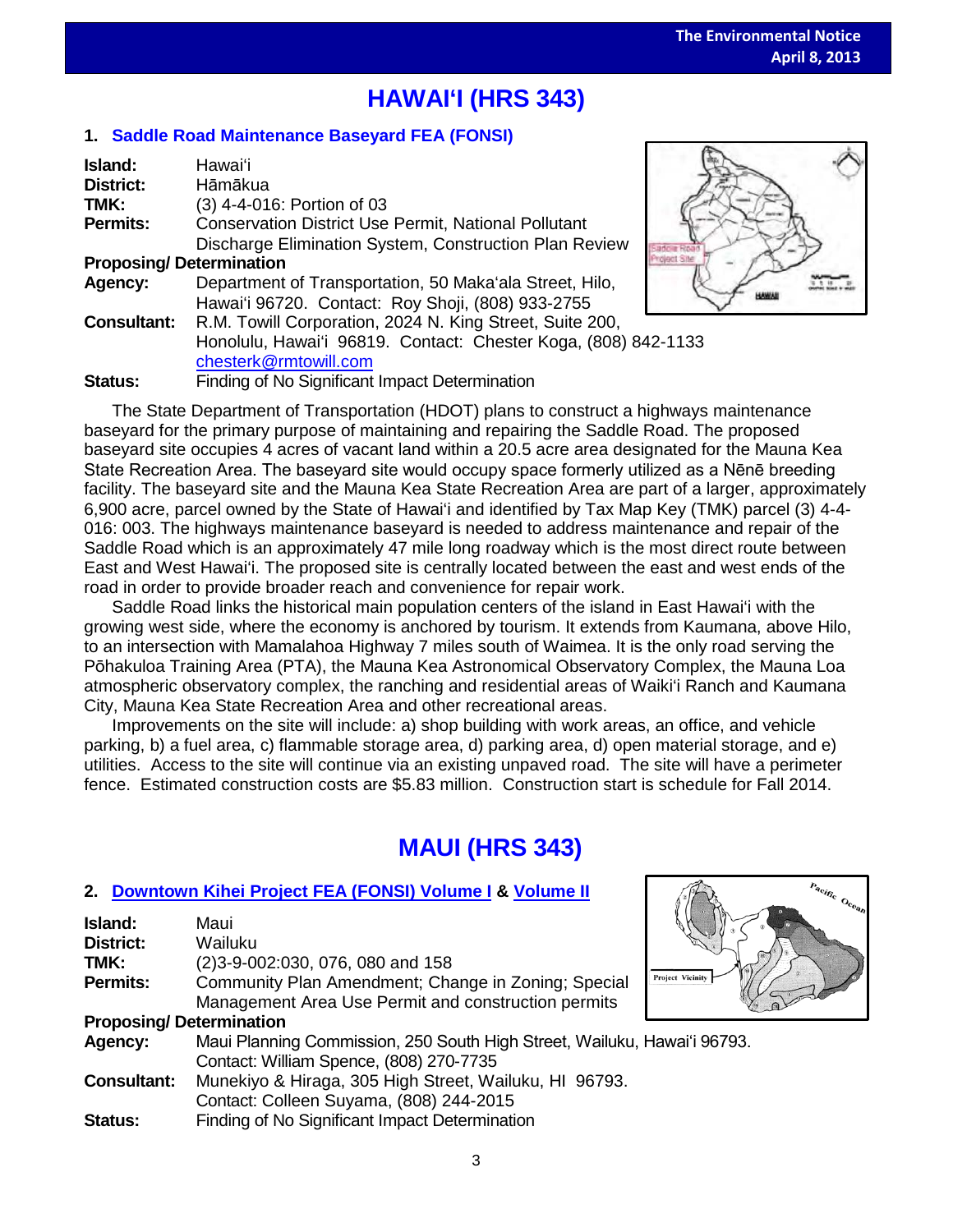# HAWAIʻI (HRS 343)

## 1. Saddle Road Maintenance Baseyard FEA (FONSI)

**Island:** Hawaiʻi
**District:** Hāmākua
**TMK:** (3) 4-4-016: Portion of 03
**Permits:** Conservation District Use Permit, National Pollutant Discharge Elimination System, Construction Plan Review

**Proposing/ Determination**

**Agency:** Department of Transportation, 50 Makaʻala Street, Hilo, Hawaiʻi 96720. Contact: Roy Shoji, (808) 933-2755
**Consultant:** R.M. Towill Corporation, 2024 N. King Street, Suite 200, Honolulu, Hawaiʻi 96819. Contact: Chester Koga, (808) 842-1133 chesterk@rmtowill.com
**Status:** Finding of No Significant Impact Determination

The State Department of Transportation (HDOT) plans to construct a highways maintenance baseyard for the primary purpose of maintaining and repairing the Saddle Road. The proposed baseyard site occupies 4 acres of vacant land within a 20.5 acre area designated for the Mauna Kea State Recreation Area. The baseyard site would occupy space formerly utilized as a Nēnē breeding facility. The baseyard site and the Mauna Kea State Recreation Area are part of a larger, approximately 6,900 acre, parcel owned by the State of Hawaiʻi and identified by Tax Map Key (TMK) parcel (3) 4-4-016: 003. The highways maintenance baseyard is needed to address maintenance and repair of the Saddle Road which is an approximately 47 mile long roadway which is the most direct route between East and West Hawaiʻi. The proposed site is centrally located between the east and west ends of the road in order to provide broader reach and convenience for repair work.

Saddle Road links the historical main population centers of the island in East Hawaiʻi with the growing west side, where the economy is anchored by tourism. It extends from Kaumana, above Hilo, to an intersection with Mamalahoa Highway 7 miles south of Waimea. It is the only road serving the Pōhakuloa Training Area (PTA), the Mauna Kea Astronomical Observatory Complex, the Mauna Loa atmospheric observatory complex, the ranching and residential areas of Waikiʻi Ranch and Kaumana City, Mauna Kea State Recreation Area and other recreational areas.

Improvements on the site will include: a) shop building with work areas, an office, and vehicle parking, b) a fuel area, c) flammable storage area, d) parking area, d) open material storage, and e) utilities. Access to the site will continue via an existing unpaved road. The site will have a perimeter fence. Estimated construction costs are $5.83 million. Construction start is schedule for Fall 2014.

# MAUI (HRS 343)

## 2. Downtown Kihei Project FEA (FONSI) Volume I & Volume II

**Island:** Maui
**District:** Wailuku
**TMK:** (2)3-9-002:030, 076, 080 and 158
**Permits:** Community Plan Amendment; Change in Zoning; Special Management Area Use Permit and construction permits

**Proposing/ Determination**

**Agency:** Maui Planning Commission, 250 South High Street, Wailuku, Hawaiʻi 96793. Contact: William Spence, (808) 270-7735
**Consultant:** Munekiyo & Hiraga, 305 High Street, Wailuku, HI 96793. Contact: Colleen Suyama, (808) 244-2015
**Status:** Finding of No Significant Impact Determination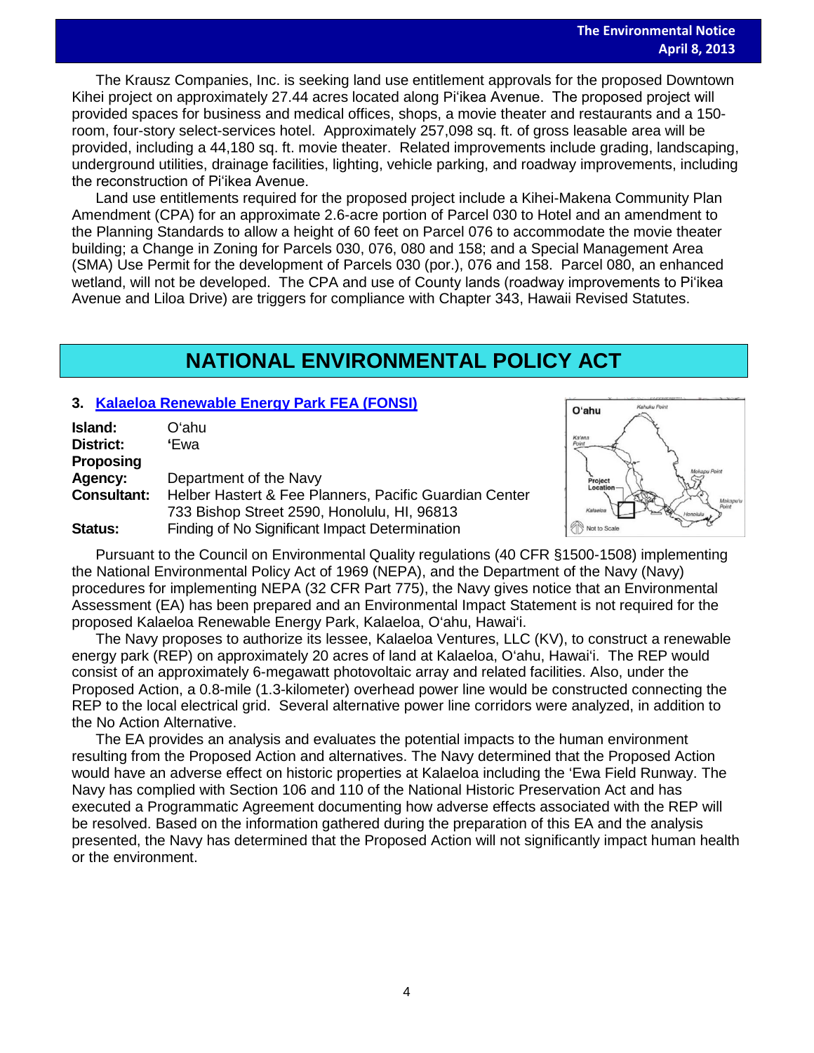The Krausz Companies, Inc. is seeking land use entitlement approvals for the proposed Downtown Kihei project on approximately 27.44 acres located along Pi'ikea Avenue. The proposed project will provided spaces for business and medical offices, shops, a movie theater and restaurants and a 150-room, four-story select-services hotel. Approximately 257,098 sq. ft. of gross leasable area will be provided, including a 44,180 sq. ft. movie theater. Related improvements include grading, landscaping, underground utilities, drainage facilities, lighting, vehicle parking, and roadway improvements, including the reconstruction of Pi'ikea Avenue.

Land use entitlements required for the proposed project include a Kihei-Makena Community Plan Amendment (CPA) for an approximate 2.6-acre portion of Parcel 030 to Hotel and an amendment to the Planning Standards to allow a height of 60 feet on Parcel 076 to accommodate the movie theater building; a Change in Zoning for Parcels 030, 076, 080 and 158; and a Special Management Area (SMA) Use Permit for the development of Parcels 030 (por.), 076 and 158. Parcel 080, an enhanced wetland, will not be developed. The CPA and use of County lands (roadway improvements to Pi'ikea Avenue and Liloa Drive) are triggers for compliance with Chapter 343, Hawaii Revised Statutes.

# NATIONAL ENVIRONMENTAL POLICY ACT

## 3. Kalaeloa Renewable Energy Park FEA (FONSI)

**Island:** O'ahu
**District:** 'Ewa
**Proposing Agency:** Department of the Navy
**Consultant:** Helber Hastert & Fee Planners, Pacific Guardian Center 733 Bishop Street 2590, Honolulu, HI, 96813
**Status:** Finding of No Significant Impact Determination

Pursuant to the Council on Environmental Quality regulations (40 CFR §1500-1508) implementing the National Environmental Policy Act of 1969 (NEPA), and the Department of the Navy (Navy) procedures for implementing NEPA (32 CFR Part 775), the Navy gives notice that an Environmental Assessment (EA) has been prepared and an Environmental Impact Statement is not required for the proposed Kalaeloa Renewable Energy Park, Kalaeloa, O'ahu, Hawai'i.

The Navy proposes to authorize its lessee, Kalaeloa Ventures, LLC (KV), to construct a renewable energy park (REP) on approximately 20 acres of land at Kalaeloa, O'ahu, Hawai'i. The REP would consist of an approximately 6-megawatt photovoltaic array and related facilities. Also, under the Proposed Action, a 0.8-mile (1.3-kilometer) overhead power line would be constructed connecting the REP to the local electrical grid. Several alternative power line corridors were analyzed, in addition to the No Action Alternative.

The EA provides an analysis and evaluates the potential impacts to the human environment resulting from the Proposed Action and alternatives. The Navy determined that the Proposed Action would have an adverse effect on historic properties at Kalaeloa including the 'Ewa Field Runway. The Navy has complied with Section 106 and 110 of the National Historic Preservation Act and has executed a Programmatic Agreement documenting how adverse effects associated with the REP will be resolved. Based on the information gathered during the preparation of this EA and the analysis presented, the Navy has determined that the Proposed Action will not significantly impact human health or the environment.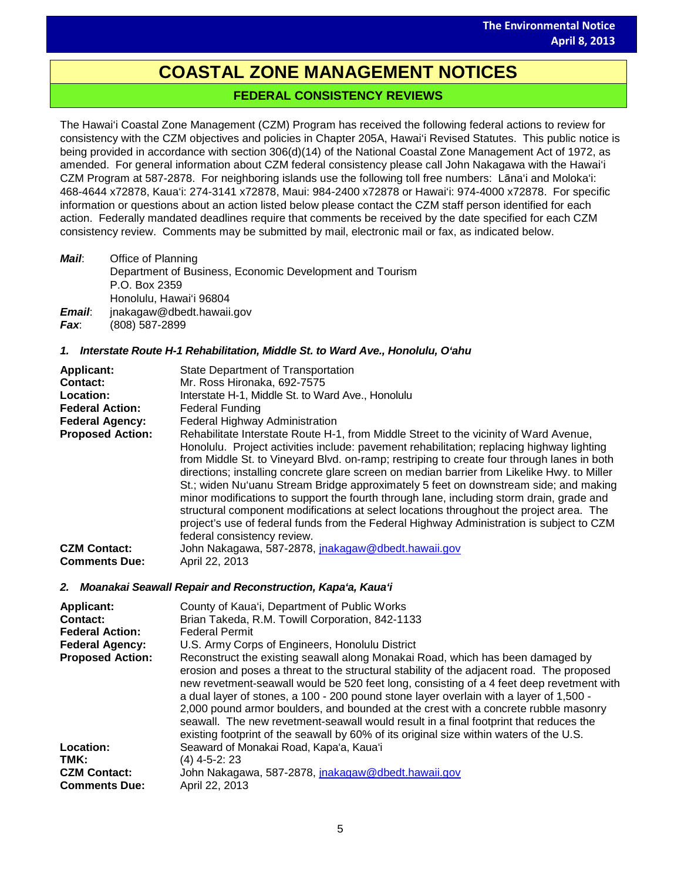# COASTAL ZONE MANAGEMENT NOTICES

## FEDERAL CONSISTENCY REVIEWS

The Hawaiʻi Coastal Zone Management (CZM) Program has received the following federal actions to review for consistency with the CZM objectives and policies in Chapter 205A, Hawaiʻi Revised Statutes. This public notice is being provided in accordance with section 306(d)(14) of the National Coastal Zone Management Act of 1972, as amended. For general information about CZM federal consistency please call John Nakagawa with the Hawaiʻi CZM Program at 587-2878. For neighboring islands use the following toll free numbers: Lānaʻi and Molokaʻi: 468-4644 x72878, Kauaʻi: 274-3141 x72878, Maui: 984-2400 x72878 or Hawaiʻi: 974-4000 x72878. For specific information or questions about an action listed below please contact the CZM staff person identified for each action. Federally mandated deadlines require that comments be received by the date specified for each CZM consistency review. Comments may be submitted by mail, electronic mail or fax, as indicated below.

***Mail***: Office of Planning
Department of Business, Economic Development and Tourism
P.O. Box 2359
Honolulu, Hawaiʻi 96804
***Email***: jnakagaw@dbedt.hawaii.gov
***Fax***: (808) 587-2899

### *1. Interstate Route H-1 Rehabilitation, Middle St. to Ward Ave., Honolulu, Oʻahu*

**Applicant:** State Department of Transportation
**Contact:** Mr. Ross Hironaka, 692-7575
**Location:** Interstate H-1, Middle St. to Ward Ave., Honolulu
**Federal Action:** Federal Funding
**Federal Agency:** Federal Highway Administration
**Proposed Action:** Rehabilitate Interstate Route H-1, from Middle Street to the vicinity of Ward Avenue, Honolulu. Project activities include: pavement rehabilitation; replacing highway lighting from Middle St. to Vineyard Blvd. on-ramp; restriping to create four through lanes in both directions; installing concrete glare screen on median barrier from Likelike Hwy. to Miller St.; widen Nuʻuanu Stream Bridge approximately 5 feet on downstream side; and making minor modifications to support the fourth through lane, including storm drain, grade and structural component modifications at select locations throughout the project area. The project's use of federal funds from the Federal Highway Administration is subject to CZM federal consistency review.
**CZM Contact:** John Nakagawa, 587-2878, jnakagaw@dbedt.hawaii.gov
**Comments Due:** April 22, 2013

### *2. Moanakai Seawall Repair and Reconstruction, Kapaʻa, Kauaʻi*

**Applicant:** County of Kauaʻi, Department of Public Works
**Contact:** Brian Takeda, R.M. Towill Corporation, 842-1133
**Federal Action:** Federal Permit
**Federal Agency:** U.S. Army Corps of Engineers, Honolulu District
**Proposed Action:** Reconstruct the existing seawall along Monakai Road, which has been damaged by erosion and poses a threat to the structural stability of the adjacent road. The proposed new revetment-seawall would be 520 feet long, consisting of a 4 feet deep revetment with a dual layer of stones, a 100 - 200 pound stone layer overlain with a layer of 1,500 - 2,000 pound armor boulders, and bounded at the crest with a concrete rubble masonry seawall. The new revetment-seawall would result in a final footprint that reduces the existing footprint of the seawall by 60% of its original size within waters of the U.S.
**Location:** Seaward of Monakai Road, Kapaʻa, Kauaʻi
**TMK:** (4) 4-5-2: 23
**CZM Contact:** John Nakagawa, 587-2878, jnakagaw@dbedt.hawaii.gov
**Comments Due:** April 22, 2013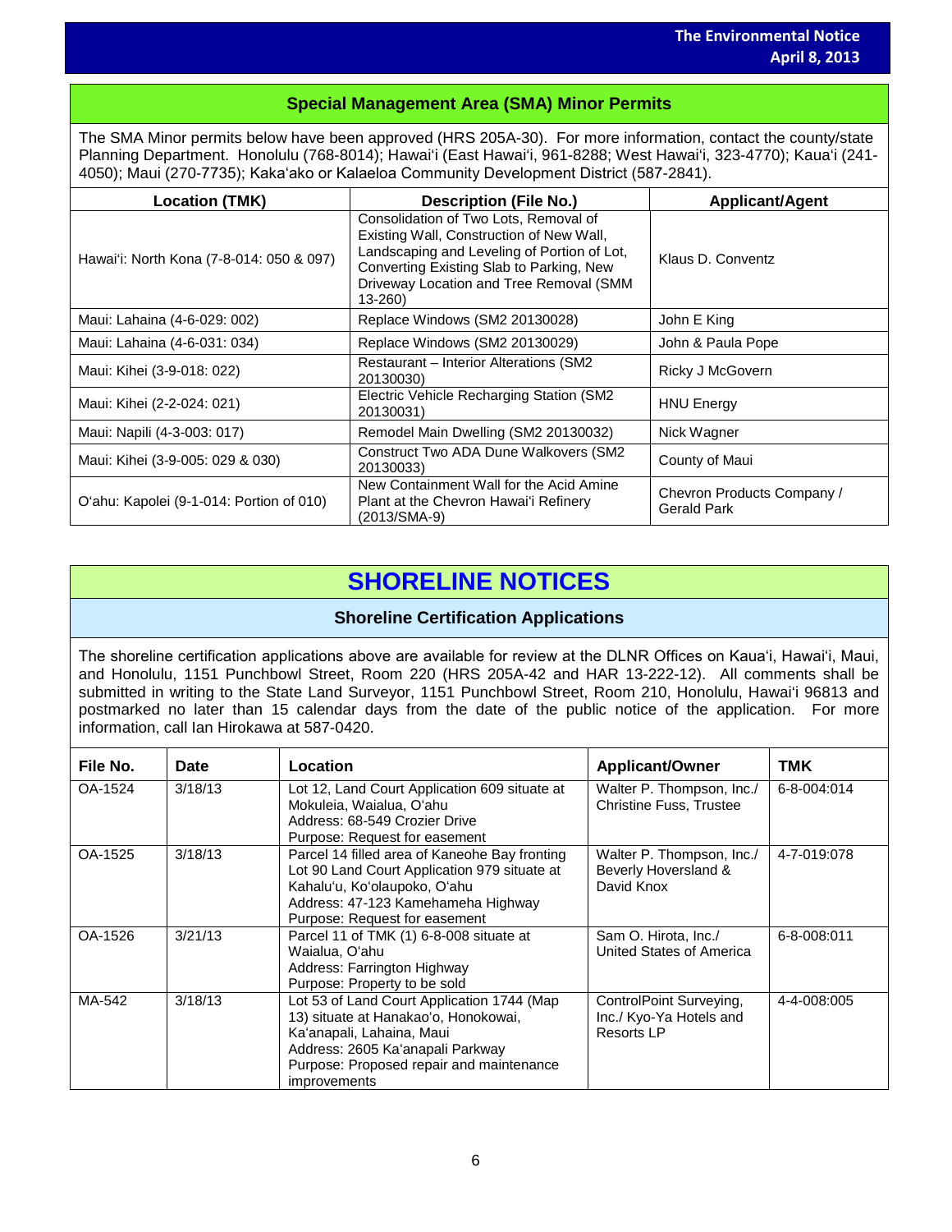## Special Management Area (SMA) Minor Permits

The SMA Minor permits below have been approved (HRS 205A-30). For more information, contact the county/state Planning Department. Honolulu (768-8014); Hawaiʻi (East Hawaiʻi, 961-8288; West Hawaiʻi, 323-4770); Kauaʻi (241-4050); Maui (270-7735); Kakaʻako or Kalaeloa Community Development District (587-2841).

| Location (TMK) | Description (File No.) | Applicant/Agent |
| --- | --- | --- |
| Hawaiʻi: North Kona (7-8-014: 050 & 097) | Consolidation of Two Lots, Removal of Existing Wall, Construction of New Wall, Landscaping and Leveling of Portion of Lot, Converting Existing Slab to Parking, New Driveway Location and Tree Removal (SMM 13-260) | Klaus D. Conventz |
| Maui: Lahaina (4-6-029: 002) | Replace Windows (SM2 20130028) | John E King |
| Maui: Lahaina (4-6-031: 034) | Replace Windows (SM2 20130029) | John & Paula Pope |
| Maui: Kihei (3-9-018: 022) | Restaurant – Interior Alterations (SM2 20130030) | Ricky J McGovern |
| Maui: Kihei (2-2-024: 021) | Electric Vehicle Recharging Station (SM2 20130031) | HNU Energy |
| Maui: Napili (4-3-003: 017) | Remodel Main Dwelling (SM2 20130032) | Nick Wagner |
| Maui: Kihei (3-9-005: 029 & 030) | Construct Two ADA Dune Walkovers (SM2 20130033) | County of Maui |
| Oʻahu: Kapolei (9-1-014: Portion of 010) | New Containment Wall for the Acid Amine Plant at the Chevron Hawaiʻi Refinery (2013/SMA-9) | Chevron Products Company / Gerald Park |

# SHORELINE NOTICES

## Shoreline Certification Applications

The shoreline certification applications above are available for review at the DLNR Offices on Kauaʻi, Hawaiʻi, Maui, and Honolulu, 1151 Punchbowl Street, Room 220 (HRS 205A-42 and HAR 13-222-12). All comments shall be submitted in writing to the State Land Surveyor, 1151 Punchbowl Street, Room 210, Honolulu, Hawaiʻi 96813 and postmarked no later than 15 calendar days from the date of the public notice of the application. For more information, call Ian Hirokawa at 587-0420.

| File No. | Date | Location | Applicant/Owner | TMK |
| --- | --- | --- | --- | --- |
| OA-1524 | 3/18/13 | Lot 12, Land Court Application 609 situate at Mokuleia, Waialua, Oʻahu<br>Address: 68-549 Crozier Drive<br>Purpose: Request for easement | Walter P. Thompson, Inc./ Christine Fuss, Trustee | 6-8-004:014 |
| OA-1525 | 3/18/13 | Parcel 14 filled area of Kaneohe Bay fronting Lot 90 Land Court Application 979 situate at Kahaluʻu, Koʻolaupoko, Oʻahu<br>Address: 47-123 Kamehameha Highway<br>Purpose: Request for easement | Walter P. Thompson, Inc./ Beverly Hoversland & David Knox | 4-7-019:078 |
| OA-1526 | 3/21/13 | Parcel 11 of TMK (1) 6-8-008 situate at Waialua, Oʻahu<br>Address: Farrington Highway<br>Purpose: Property to be sold | Sam O. Hirota, Inc./ United States of America | 6-8-008:011 |
| MA-542 | 3/18/13 | Lot 53 of Land Court Application 1744 (Map 13) situate at Hanakaoʻo, Honokowai, Kaʻanapali, Lahaina, Maui<br>Address: 2605 Kaʻanapali Parkway<br>Purpose: Proposed repair and maintenance improvements | ControlPoint Surveying, Inc./ Kyo-Ya Hotels and Resorts LP | 4-4-008:005 |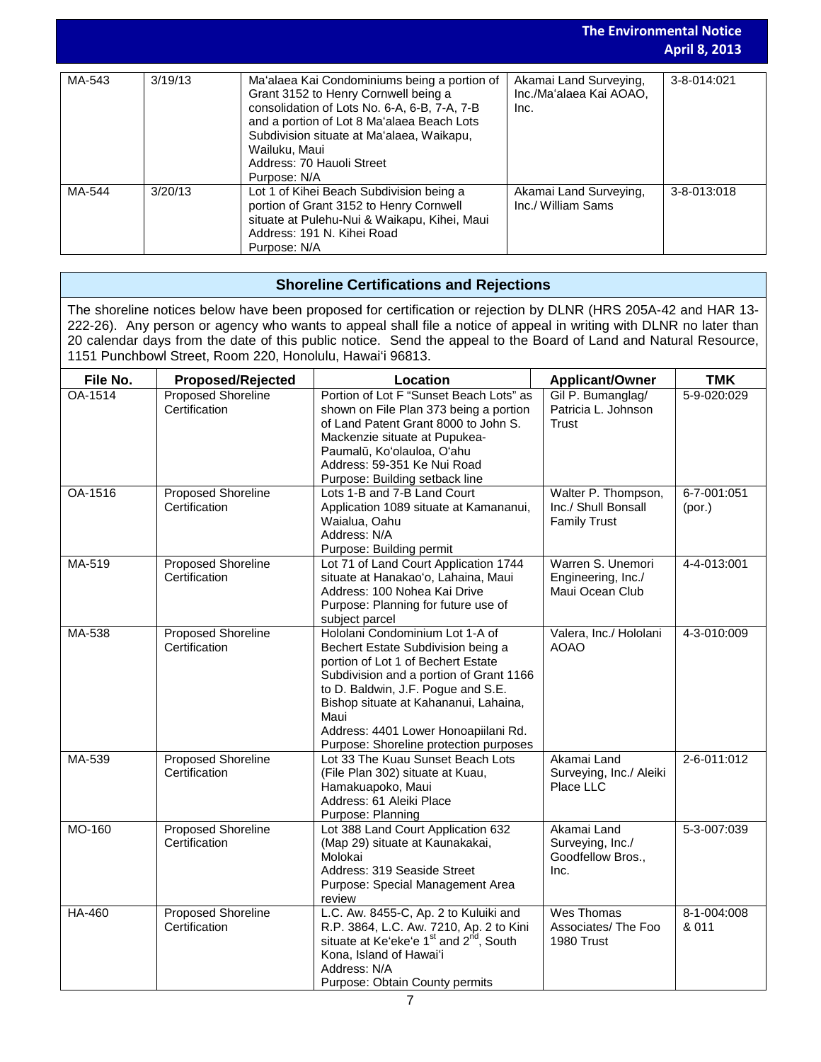| MA-543 | 3/19/13 | Ma'alaea Kai Condominiums being a portion of Grant 3152 to Henry Cornwell being a consolidation of Lots No. 6-A, 6-B, 7-A, 7-B and a portion of Lot 8 Ma'alaea Beach Lots Subdivision situate at Ma'alaea, Waikapu, Wailuku, Maui<br>Address: 70 Hauoli Street<br>Purpose: N/A | Akamai Land Surveying, Inc./Ma'alaea Kai AOAO, Inc. | 3-8-014:021 |
|---|---|---|---|---|
| MA-544 | 3/20/13 | Lot 1 of Kihei Beach Subdivision being a portion of Grant 3152 to Henry Cornwell situate at Pulehu-Nui & Waikapu, Kihei, Maui<br>Address: 191 N. Kihei Road<br>Purpose: N/A | Akamai Land Surveying, Inc./ William Sams | 3-8-013:018 |

## Shoreline Certifications and Rejections

The shoreline notices below have been proposed for certification or rejection by DLNR (HRS 205A-42 and HAR 13-222-26). Any person or agency who wants to appeal shall file a notice of appeal in writing with DLNR no later than 20 calendar days from the date of this public notice. Send the appeal to the Board of Land and Natural Resource, 1151 Punchbowl Street, Room 220, Honolulu, Hawai'i 96813.

| File No. | Proposed/Rejected | Location | Applicant/Owner | TMK |
|---|---|---|---|---|
| OA-1514 | Proposed Shoreline Certification | Portion of Lot F "Sunset Beach Lots" as shown on File Plan 373 being a portion of Land Patent Grant 8000 to John S. Mackenzie situate at Pupukea-Paumalū, Ko'olauloa, O'ahu<br>Address: 59-351 Ke Nui Road<br>Purpose: Building setback line | Gil P. Bumanglag/ Patricia L. Johnson Trust | 5-9-020:029 |
| OA-1516 | Proposed Shoreline Certification | Lots 1-B and 7-B Land Court Application 1089 situate at Kamananui, Waialua, Oahu<br>Address: N/A<br>Purpose: Building permit | Walter P. Thompson, Inc./ Shull Bonsall Family Trust | 6-7-001:051 (por.) |
| MA-519 | Proposed Shoreline Certification | Lot 71 of Land Court Application 1744 situate at Hanakao'o, Lahaina, Maui<br>Address: 100 Nohea Kai Drive<br>Purpose: Planning for future use of subject parcel | Warren S. Unemori Engineering, Inc./ Maui Ocean Club | 4-4-013:001 |
| MA-538 | Proposed Shoreline Certification | Hololani Condominium Lot 1-A of Bechert Estate Subdivision being a portion of Lot 1 of Bechert Estate Subdivision and a portion of Grant 1166 to D. Baldwin, J.F. Pogue and S.E. Bishop situate at Kahananui, Lahaina, Maui<br>Address: 4401 Lower Honoapiilani Rd.<br>Purpose: Shoreline protection purposes | Valera, Inc./ Hololani AOAO | 4-3-010:009 |
| MA-539 | Proposed Shoreline Certification | Lot 33 The Kuau Sunset Beach Lots (File Plan 302) situate at Kuau, Hamakuapoko, Maui<br>Address: 61 Aleiki Place<br>Purpose: Planning | Akamai Land Surveying, Inc./ Aleiki Place LLC | 2-6-011:012 |
| MO-160 | Proposed Shoreline Certification | Lot 388 Land Court Application 632 (Map 29) situate at Kaunakakai, Molokai<br>Address: 319 Seaside Street<br>Purpose: Special Management Area review | Akamai Land Surveying, Inc./ Goodfellow Bros., Inc. | 5-3-007:039 |
| HA-460 | Proposed Shoreline Certification | L.C. Aw. 8455-C, Ap. 2 to Kuluiki and R.P. 3864, L.C. Aw. 7210, Ap. 2 to Kini situate at Ke'eke'e 1st and 2nd, South Kona, Island of Hawai'i<br>Address: N/A<br>Purpose: Obtain County permits | Wes Thomas Associates/ The Foo 1980 Trust | 8-1-004:008 & 011 |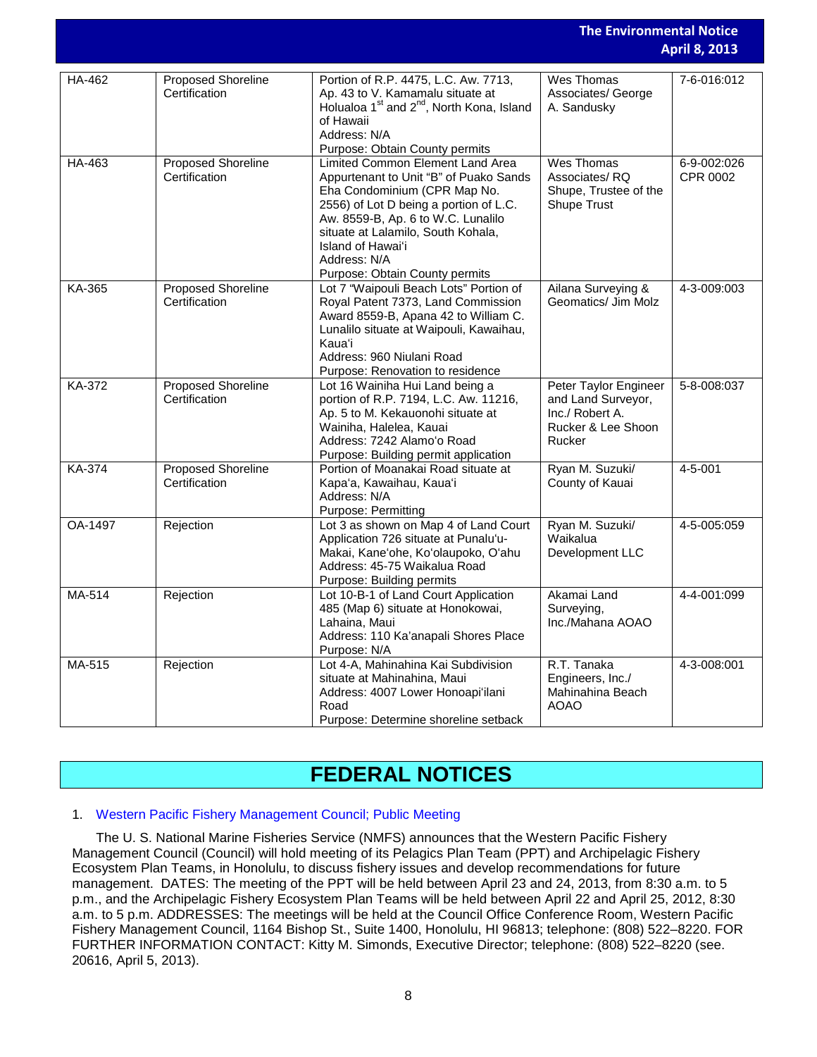| HA-462 | Proposed Shoreline Certification | Portion of R.P. 4475, L.C. Aw. 7713, Ap. 43 to V. Kamamalu situate at Holualoa 1st and 2nd, North Kona, Island of Hawaii<br>Address: N/A<br>Purpose: Obtain County permits | Wes Thomas Associates/ George A. Sandusky | 7-6-016:012 |
|---|---|---|---|---|
| HA-463 | Proposed Shoreline Certification | Limited Common Element Land Area Appurtenant to Unit "B" of Puako Sands Eha Condominium (CPR Map No. 2556) of Lot D being a portion of L.C. Aw. 8559-B, Ap. 6 to W.C. Lunalilo situate at Lalamilo, South Kohala, Island of Hawai'i<br>Address: N/A<br>Purpose: Obtain County permits | Wes Thomas Associates/ RQ Shupe, Trustee of the Shupe Trust | 6-9-002:026 CPR 0002 |
| KA-365 | Proposed Shoreline Certification | Lot 7 "Waipouli Beach Lots" Portion of Royal Patent 7373, Land Commission Award 8559-B, Apana 42 to William C. Lunalilo situate at Waipouli, Kawaihau, Kaua'i<br>Address: 960 Niulani Road<br>Purpose: Renovation to residence | Ailana Surveying & Geomatics/ Jim Molz | 4-3-009:003 |
| KA-372 | Proposed Shoreline Certification | Lot 16 Wainiha Hui Land being a portion of R.P. 7194, L.C. Aw. 11216, Ap. 5 to M. Kekauonohi situate at Wainiha, Halelea, Kauai<br>Address: 7242 Alamo'o Road<br>Purpose: Building permit application | Peter Taylor Engineer and Land Surveyor, Inc./ Robert A. Rucker & Lee Shoon Rucker | 5-8-008:037 |
| KA-374 | Proposed Shoreline Certification | Portion of Moanakai Road situate at Kapa'a, Kawaihau, Kaua'i<br>Address: N/A<br>Purpose: Permitting | Ryan M. Suzuki/ County of Kauai | 4-5-001 |
| OA-1497 | Rejection | Lot 3 as shown on Map 4 of Land Court Application 726 situate at Punalu'u-Makai, Kane'ohe, Ko'olaupoko, O'ahu<br>Address: 45-75 Waikalua Road<br>Purpose: Building permits | Ryan M. Suzuki/ Waikalua Development LLC | 4-5-005:059 |
| MA-514 | Rejection | Lot 10-B-1 of Land Court Application 485 (Map 6) situate at Honokowai, Lahaina, Maui<br>Address: 110 Ka'anapali Shores Place<br>Purpose: N/A | Akamai Land Surveying, Inc./Mahana AOAO | 4-4-001:099 |
| MA-515 | Rejection | Lot 4-A, Mahinahina Kai Subdivision situate at Mahinahina, Maui<br>Address: 4007 Lower Honoapi'ilani Road<br>Purpose: Determine shoreline setback | R.T. Tanaka Engineers, Inc./ Mahinahina Beach AOAO | 4-3-008:001 |

# FEDERAL NOTICES

1. Western Pacific Fishery Management Council; Public Meeting

The U. S. National Marine Fisheries Service (NMFS) announces that the Western Pacific Fishery Management Council (Council) will hold meeting of its Pelagics Plan Team (PPT) and Archipelagic Fishery Ecosystem Plan Teams, in Honolulu, to discuss fishery issues and develop recommendations for future management. DATES: The meeting of the PPT will be held between April 23 and 24, 2013, from 8:30 a.m. to 5 p.m., and the Archipelagic Fishery Ecosystem Plan Teams will be held between April 22 and April 25, 2012, 8:30 a.m. to 5 p.m. ADDRESSES: The meetings will be held at the Council Office Conference Room, Western Pacific Fishery Management Council, 1164 Bishop St., Suite 1400, Honolulu, HI 96813; telephone: (808) 522–8220. FOR FURTHER INFORMATION CONTACT: Kitty M. Simonds, Executive Director; telephone: (808) 522–8220 (see. 20616, April 5, 2013).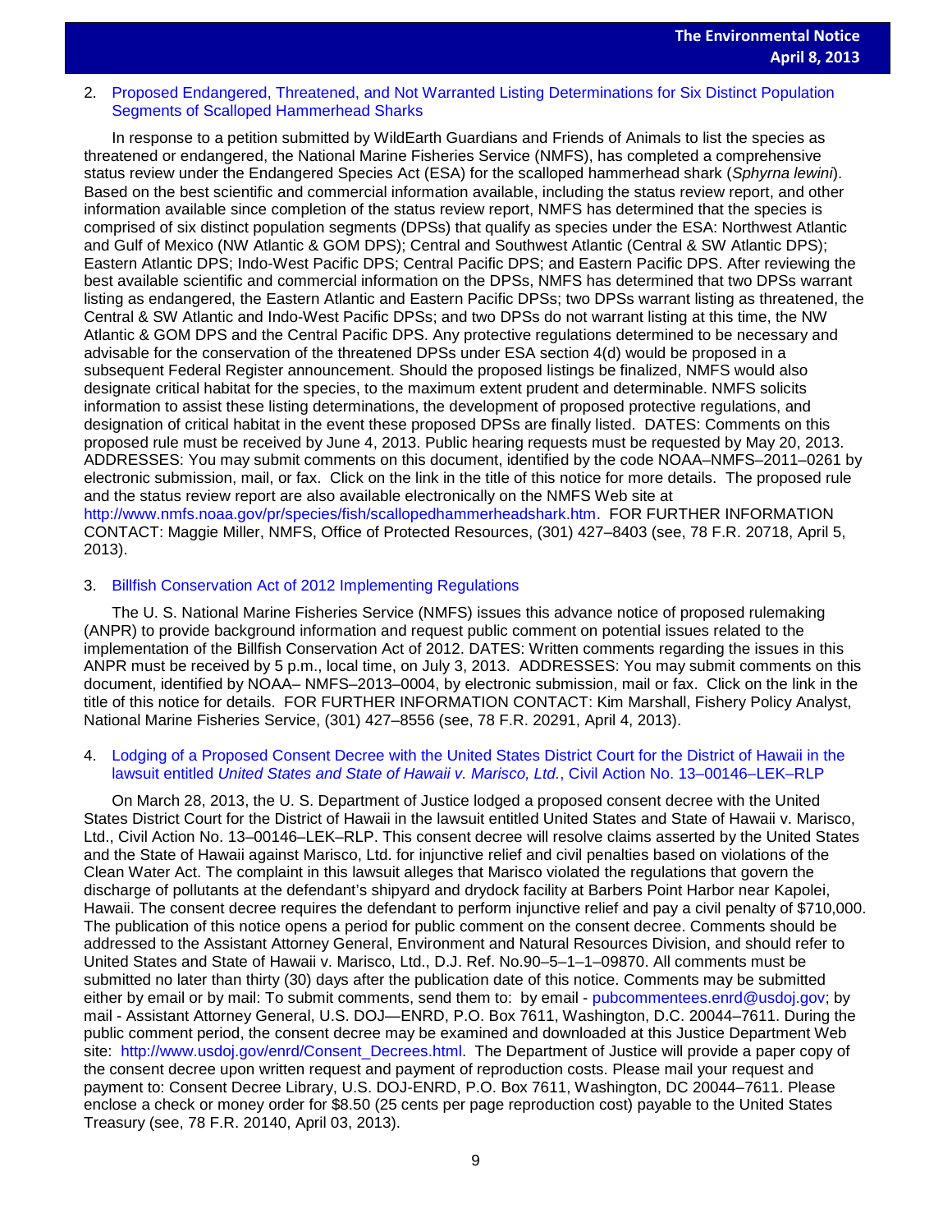2. [Proposed Endangered, Threatened, and Not Warranted Listing Determinations for Six Distinct Population Segments of Scalloped Hammerhead Sharks]

In response to a petition submitted by WildEarth Guardians and Friends of Animals to list the species as threatened or endangered, the National Marine Fisheries Service (NMFS), has completed a comprehensive status review under the Endangered Species Act (ESA) for the scalloped hammerhead shark (*Sphyrna lewini*). Based on the best scientific and commercial information available, including the status review report, and other information available since completion of the status review report, NMFS has determined that the species is comprised of six distinct population segments (DPSs) that qualify as species under the ESA: Northwest Atlantic and Gulf of Mexico (NW Atlantic & GOM DPS); Central and Southwest Atlantic (Central & SW Atlantic DPS); Eastern Atlantic DPS; Indo-West Pacific DPS; Central Pacific DPS; and Eastern Pacific DPS. After reviewing the best available scientific and commercial information on the DPSs, NMFS has determined that two DPSs warrant listing as endangered, the Eastern Atlantic and Eastern Pacific DPSs; two DPSs warrant listing as threatened, the Central & SW Atlantic and Indo-West Pacific DPSs; and two DPSs do not warrant listing at this time, the NW Atlantic & GOM DPS and the Central Pacific DPS. Any protective regulations determined to be necessary and advisable for the conservation of the threatened DPSs under ESA section 4(d) would be proposed in a subsequent Federal Register announcement. Should the proposed listings be finalized, NMFS would also designate critical habitat for the species, to the maximum extent prudent and determinable. NMFS solicits information to assist these listing determinations, the development of proposed protective regulations, and designation of critical habitat in the event these proposed DPSs are finally listed. DATES: Comments on this proposed rule must be received by June 4, 2013. Public hearing requests must be requested by May 20, 2013. ADDRESSES: You may submit comments on this document, identified by the code NOAA–NMFS–2011–0261 by electronic submission, mail, or fax. Click on the link in the title of this notice for more details. The proposed rule and the status review report are also available electronically on the NMFS Web site at http://www.nmfs.noaa.gov/pr/species/fish/scallopedhammerheadshark.htm. FOR FURTHER INFORMATION CONTACT: Maggie Miller, NMFS, Office of Protected Resources, (301) 427–8403 (see, 78 F.R. 20718, April 5, 2013).

3. [Billfish Conservation Act of 2012 Implementing Regulations]

The U. S. National Marine Fisheries Service (NMFS) issues this advance notice of proposed rulemaking (ANPR) to provide background information and request public comment on potential issues related to the implementation of the Billfish Conservation Act of 2012. DATES: Written comments regarding the issues in this ANPR must be received by 5 p.m., local time, on July 3, 2013. ADDRESSES: You may submit comments on this document, identified by NOAA– NMFS–2013–0004, by electronic submission, mail or fax. Click on the link in the title of this notice for details. FOR FURTHER INFORMATION CONTACT: Kim Marshall, Fishery Policy Analyst, National Marine Fisheries Service, (301) 427–8556 (see, 78 F.R. 20291, April 4, 2013).

4. [Lodging of a Proposed Consent Decree with the United States District Court for the District of Hawaii in the lawsuit entitled *United States and State of Hawaii v. Marisco, Ltd.*, Civil Action No. 13–00146–LEK–RLP]

On March 28, 2013, the U. S. Department of Justice lodged a proposed consent decree with the United States District Court for the District of Hawaii in the lawsuit entitled United States and State of Hawaii v. Marisco, Ltd., Civil Action No. 13–00146–LEK–RLP. This consent decree will resolve claims asserted by the United States and the State of Hawaii against Marisco, Ltd. for injunctive relief and civil penalties based on violations of the Clean Water Act. The complaint in this lawsuit alleges that Marisco violated the regulations that govern the discharge of pollutants at the defendant's shipyard and drydock facility at Barbers Point Harbor near Kapolei, Hawaii. The consent decree requires the defendant to perform injunctive relief and pay a civil penalty of $710,000. The publication of this notice opens a period for public comment on the consent decree. Comments should be addressed to the Assistant Attorney General, Environment and Natural Resources Division, and should refer to United States and State of Hawaii v. Marisco, Ltd., D.J. Ref. No.90–5–1–1–09870. All comments must be submitted no later than thirty (30) days after the publication date of this notice. Comments may be submitted either by email or by mail: To submit comments, send them to: by email - pubcommentees.enrd@usdoj.gov; by mail - Assistant Attorney General, U.S. DOJ—ENRD, P.O. Box 7611, Washington, D.C. 20044–7611. During the public comment period, the consent decree may be examined and downloaded at this Justice Department Web site: http://www.usdoj.gov/enrd/Consent_Decrees.html. The Department of Justice will provide a paper copy of the consent decree upon written request and payment of reproduction costs. Please mail your request and payment to: Consent Decree Library, U.S. DOJ-ENRD, P.O. Box 7611, Washington, DC 20044–7611. Please enclose a check or money order for $8.50 (25 cents per page reproduction cost) payable to the United States Treasury (see, 78 F.R. 20140, April 03, 2013).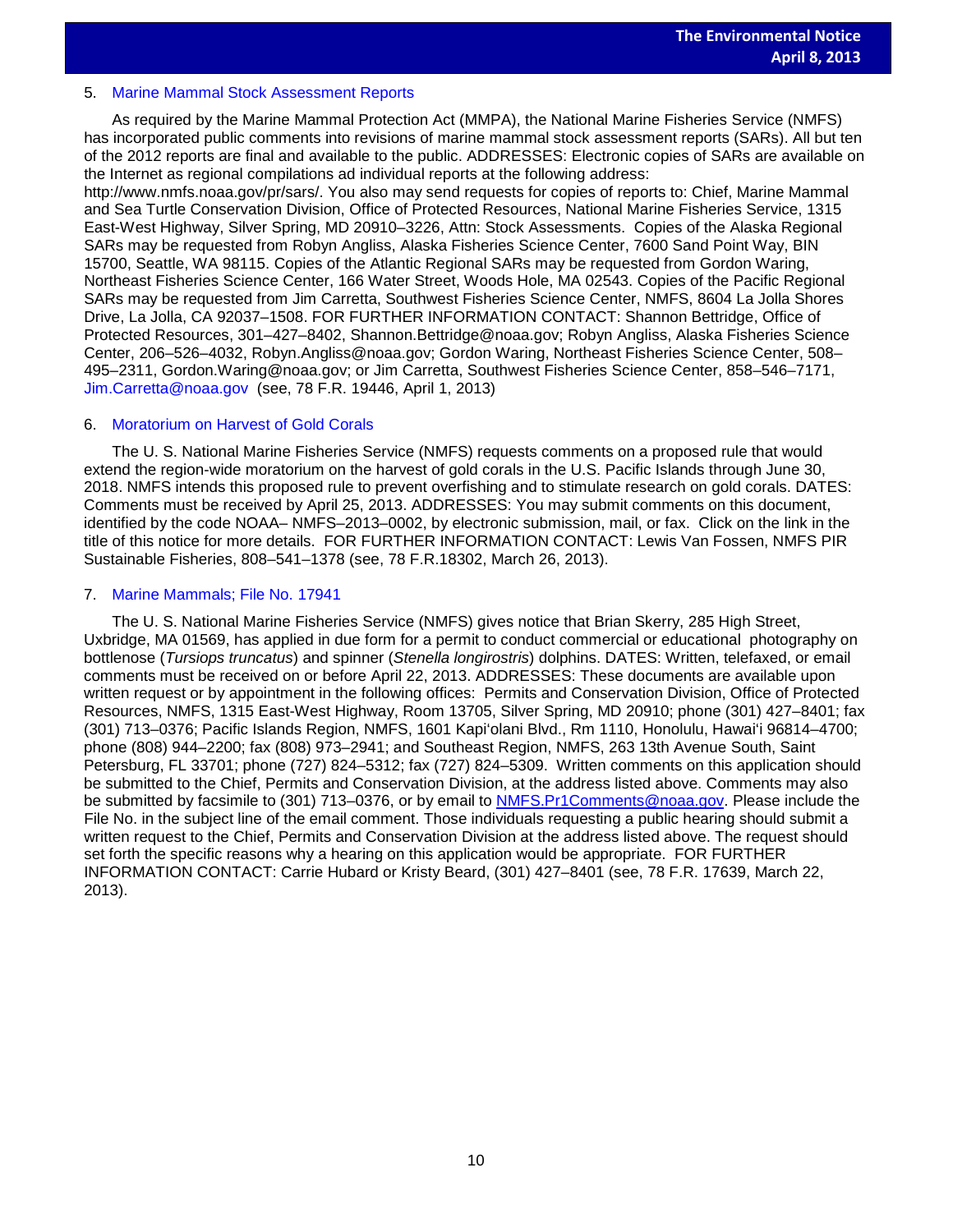5. Marine Mammal Stock Assessment Reports

As required by the Marine Mammal Protection Act (MMPA), the National Marine Fisheries Service (NMFS) has incorporated public comments into revisions of marine mammal stock assessment reports (SARs). All but ten of the 2012 reports are final and available to the public. ADDRESSES: Electronic copies of SARs are available on the Internet as regional compilations ad individual reports at the following address: http://www.nmfs.noaa.gov/pr/sars/. You also may send requests for copies of reports to: Chief, Marine Mammal and Sea Turtle Conservation Division, Office of Protected Resources, National Marine Fisheries Service, 1315 East-West Highway, Silver Spring, MD 20910–3226, Attn: Stock Assessments. Copies of the Alaska Regional SARs may be requested from Robyn Angliss, Alaska Fisheries Science Center, 7600 Sand Point Way, BIN 15700, Seattle, WA 98115. Copies of the Atlantic Regional SARs may be requested from Gordon Waring, Northeast Fisheries Science Center, 166 Water Street, Woods Hole, MA 02543. Copies of the Pacific Regional SARs may be requested from Jim Carretta, Southwest Fisheries Science Center, NMFS, 8604 La Jolla Shores Drive, La Jolla, CA 92037–1508. FOR FURTHER INFORMATION CONTACT: Shannon Bettridge, Office of Protected Resources, 301–427–8402, Shannon.Bettridge@noaa.gov; Robyn Angliss, Alaska Fisheries Science Center, 206–526–4032, Robyn.Angliss@noaa.gov; Gordon Waring, Northeast Fisheries Science Center, 508–495–2311, Gordon.Waring@noaa.gov; or Jim Carretta, Southwest Fisheries Science Center, 858–546–7171, Jim.Carretta@noaa.gov (see, 78 F.R. 19446, April 1, 2013)

6. Moratorium on Harvest of Gold Corals

The U. S. National Marine Fisheries Service (NMFS) requests comments on a proposed rule that would extend the region-wide moratorium on the harvest of gold corals in the U.S. Pacific Islands through June 30, 2018. NMFS intends this proposed rule to prevent overfishing and to stimulate research on gold corals. DATES: Comments must be received by April 25, 2013. ADDRESSES: You may submit comments on this document, identified by the code NOAA– NMFS–2013–0002, by electronic submission, mail, or fax. Click on the link in the title of this notice for more details. FOR FURTHER INFORMATION CONTACT: Lewis Van Fossen, NMFS PIR Sustainable Fisheries, 808–541–1378 (see, 78 F.R.18302, March 26, 2013).

7. Marine Mammals; File No. 17941

The U. S. National Marine Fisheries Service (NMFS) gives notice that Brian Skerry, 285 High Street, Uxbridge, MA 01569, has applied in due form for a permit to conduct commercial or educational photography on bottlenose (*Tursiops truncatus*) and spinner (*Stenella longirostris*) dolphins. DATES: Written, telefaxed, or email comments must be received on or before April 22, 2013. ADDRESSES: These documents are available upon written request or by appointment in the following offices: Permits and Conservation Division, Office of Protected Resources, NMFS, 1315 East-West Highway, Room 13705, Silver Spring, MD 20910; phone (301) 427–8401; fax (301) 713–0376; Pacific Islands Region, NMFS, 1601 Kapi'olani Blvd., Rm 1110, Honolulu, Hawai'i 96814–4700; phone (808) 944–2200; fax (808) 973–2941; and Southeast Region, NMFS, 263 13th Avenue South, Saint Petersburg, FL 33701; phone (727) 824–5312; fax (727) 824–5309. Written comments on this application should be submitted to the Chief, Permits and Conservation Division, at the address listed above. Comments may also be submitted by facsimile to (301) 713–0376, or by email to NMFS.Pr1Comments@noaa.gov. Please include the File No. in the subject line of the email comment. Those individuals requesting a public hearing should submit a written request to the Chief, Permits and Conservation Division at the address listed above. The request should set forth the specific reasons why a hearing on this application would be appropriate. FOR FURTHER INFORMATION CONTACT: Carrie Hubard or Kristy Beard, (301) 427–8401 (see, 78 F.R. 17639, March 22, 2013).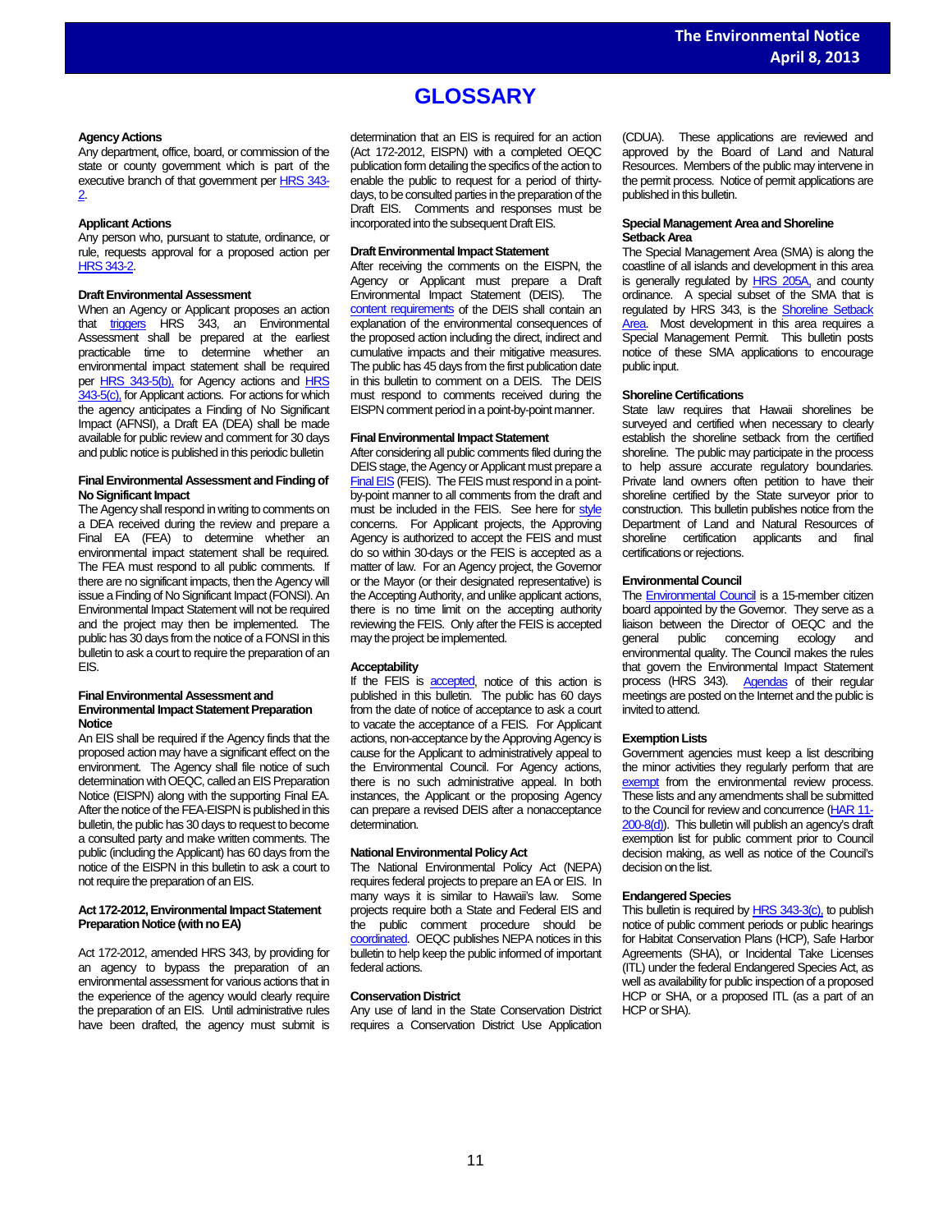# GLOSSARY

**Agency Actions**
Any department, office, board, or commission of the state or county government which is part of the executive branch of that government per HRS 343-2.

**Applicant Actions**
Any person who, pursuant to statute, ordinance, or rule, requests approval for a proposed action per HRS 343-2.

**Draft Environmental Assessment**
When an Agency or Applicant proposes an action that triggers HRS 343, an Environmental Assessment shall be prepared at the earliest practicable time to determine whether an environmental impact statement shall be required per HRS 343-5(b), for Agency actions and HRS 343-5(c), for Applicant actions. For actions for which the agency anticipates a Finding of No Significant Impact (AFNSI), a Draft EA (DEA) shall be made available for public review and comment for 30 days and public notice is published in this periodic bulletin

**Final Environmental Assessment and Finding of No Significant Impact**
The Agency shall respond in writing to comments on a DEA received during the review and prepare a Final EA (FEA) to determine whether an environmental impact statement shall be required. The FEA must respond to all public comments. If there are no significant impacts, then the Agency will issue a Finding of No Significant Impact (FONSI). An Environmental Impact Statement will not be required and the project may then be implemented. The public has 30 days from the notice of a FONSI in this bulletin to ask a court to require the preparation of an EIS.

**Final Environmental Assessment and Environmental Impact Statement Preparation Notice**
An EIS shall be required if the Agency finds that the proposed action may have a significant effect on the environment. The Agency shall file notice of such determination with OEQC, called an EIS Preparation Notice (EISPN) along with the supporting Final EA. After the notice of the FEA-EISPN is published in this bulletin, the public has 30 days to request to become a consulted party and make written comments. The public (including the Applicant) has 60 days from the notice of the EISPN in this bulletin to ask a court to not require the preparation of an EIS.

**Act 172-2012, Environmental Impact Statement Preparation Notice (with no EA)**

Act 172-2012, amended HRS 343, by providing for an agency to bypass the preparation of an environmental assessment for various actions that in the experience of the agency would clearly require the preparation of an EIS. Until administrative rules have been drafted, the agency must submit is determination that an EIS is required for an action (Act 172-2012, EISPN) with a completed OEQC publication form detailing the specifics of the action to enable the public to request for a period of thirty-days, to be consulted parties in the preparation of the Draft EIS. Comments and responses must be incorporated into the subsequent Draft EIS.

**Draft Environmental Impact Statement**
After receiving the comments on the EISPN, the Agency or Applicant must prepare a Draft Environmental Impact Statement (DEIS). The content requirements of the DEIS shall contain an explanation of the environmental consequences of the proposed action including the direct, indirect and cumulative impacts and their mitigative measures. The public has 45 days from the first publication date in this bulletin to comment on a DEIS. The DEIS must respond to comments received during the EISPN comment period in a point-by-point manner.

**Final Environmental Impact Statement**
After considering all public comments filed during the DEIS stage, the Agency or Applicant must prepare a Final EIS (FEIS). The FEIS must respond in a point-by-point manner to all comments from the draft and must be included in the FEIS. See here for style concerns. For Applicant projects, the Approving Agency is authorized to accept the FEIS and must do so within 30-days or the FEIS is accepted as a matter of law. For an Agency project, the Governor or the Mayor (or their designated representative) is the Accepting Authority, and unlike applicant actions, there is no time limit on the accepting authority reviewing the FEIS. Only after the FEIS is accepted may the project be implemented.

**Acceptability**
If the FEIS is accepted, notice of this action is published in this bulletin. The public has 60 days from the date of notice of acceptance to ask a court to vacate the acceptance of a FEIS. For Applicant actions, non-acceptance by the Approving Agency is cause for the Applicant to administratively appeal to the Environmental Council. For Agency actions, there is no such administrative appeal. In both instances, the Applicant or the proposing Agency can prepare a revised DEIS after a nonacceptance determination.

**National Environmental Policy Act**
The National Environmental Policy Act (NEPA) requires federal projects to prepare an EA or EIS. In many ways it is similar to Hawaii's law. Some projects require both a State and Federal EIS and the public comment procedure should be coordinated. OEQC publishes NEPA notices in this bulletin to help keep the public informed of important federal actions.

**Conservation District**
Any use of land in the State Conservation District requires a Conservation District Use Application (CDUA). These applications are reviewed and approved by the Board of Land and Natural Resources. Members of the public may intervene in the permit process. Notice of permit applications are published in this bulletin.

**Special Management Area and Shoreline Setback Area**
The Special Management Area (SMA) is along the coastline of all islands and development in this area is generally regulated by HRS 205A, and county ordinance. A special subset of the SMA that is regulated by HRS 343, is the Shoreline Setback Area. Most development in this area requires a Special Management Permit. This bulletin posts notice of these SMA applications to encourage public input.

**Shoreline Certifications**
State law requires that Hawaii shorelines be surveyed and certified when necessary to clearly establish the shoreline setback from the certified shoreline. The public may participate in the process to help assure accurate regulatory boundaries. Private land owners often petition to have their shoreline certified by the State surveyor prior to construction. This bulletin publishes notice from the Department of Land and Natural Resources of shoreline certification applicants and final certifications or rejections.

**Environmental Council**
The Environmental Council is a 15-member citizen board appointed by the Governor. They serve as a liaison between the Director of OEQC and the general public concerning ecology and environmental quality. The Council makes the rules that govern the Environmental Impact Statement process (HRS 343). Agendas of their regular meetings are posted on the Internet and the public is invited to attend.

**Exemption Lists**
Government agencies must keep a list describing the minor activities they regularly perform that are exempt from the environmental review process. These lists and any amendments shall be submitted to the Council for review and concurrence (HAR 11-200-8(d)). This bulletin will publish an agency's draft exemption list for public comment prior to Council decision making, as well as notice of the Council's decision on the list.

**Endangered Species**
This bulletin is required by HRS 343-3(c), to publish notice of public comment periods or public hearings for Habitat Conservation Plans (HCP), Safe Harbor Agreements (SHA), or Incidental Take Licenses (ITL) under the federal Endangered Species Act, as well as availability for public inspection of a proposed HCP or SHA, or a proposed ITL (as a part of an HCP or SHA).